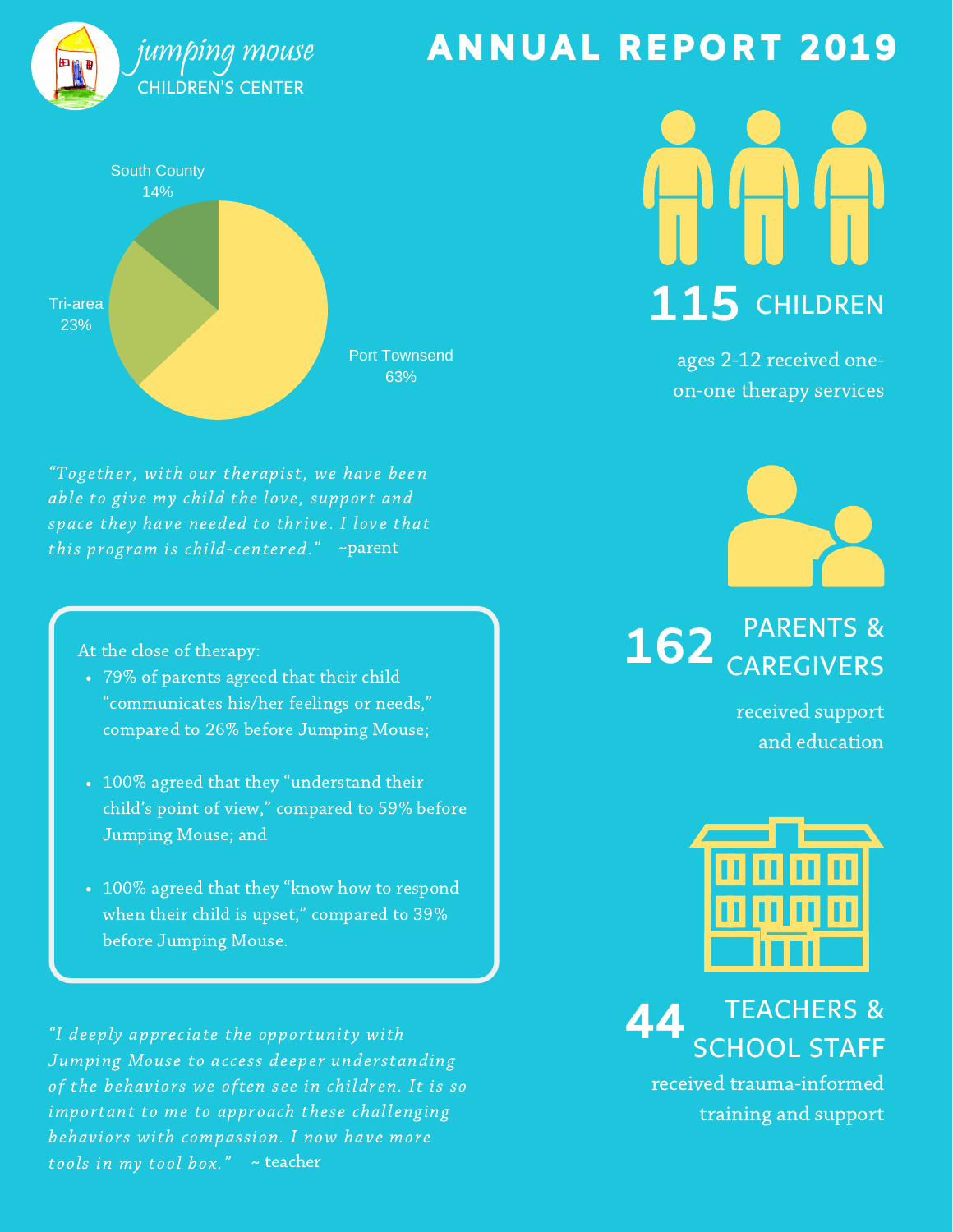jumping mouse
CHILDREN'S CENTER

# ANNUAL REPORT 2019

South County 14%

Tri-area 23%

Port Townsend 63%

*"Together, with our therapist, we have been able to give my child the love, support and space they have needed to thrive. I love that this program is child-centered."* ~parent

At the close of therapy:

- 79% of parents agreed that their child "communicates his/her feelings or needs," compared to 26% before Jumping Mouse;
- 100% agreed that they "understand their child's point of view," compared to 59% before Jumping Mouse; and
- 100% agreed that they "know how to respond when their child is upset," compared to 39% before Jumping Mouse.

*"I deeply appreciate the opportunity with Jumping Mouse to access deeper understanding of the behaviors we often see in children. It is so important to me to approach these challenging behaviors with compassion. I now have more tools in my tool box."* ~ teacher

**115** CHILDREN

ages 2-12 received one-on-one therapy services

**162** PARENTS & CAREGIVERS

received support and education

**44** TEACHERS & SCHOOL STAFF

received trauma-informed training and support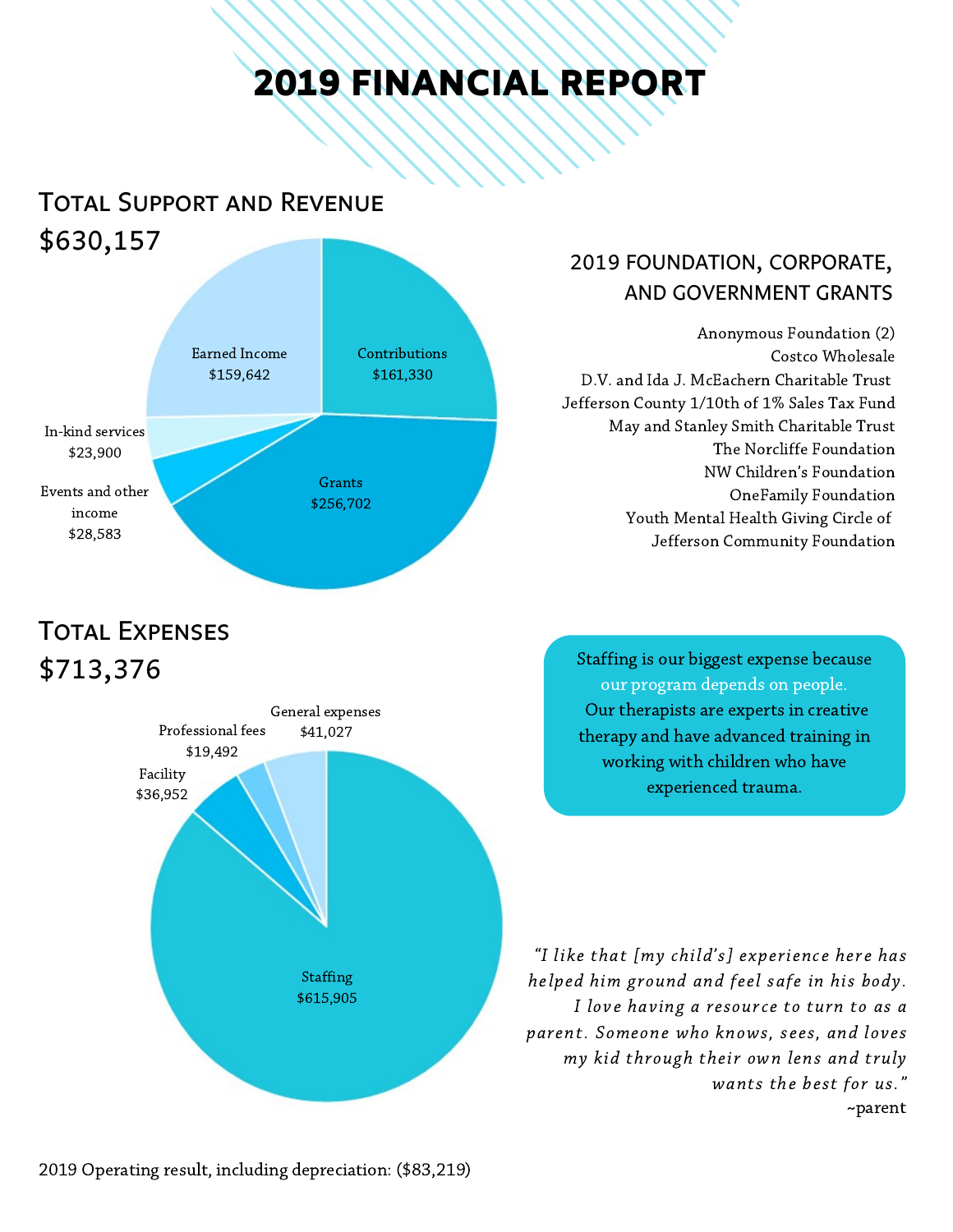# 2019 FINANCIAL REPORT

## Total Support and Revenue

**$630,157**

Earned Income
$159,642

Contributions
$161,330

In-kind services
$23,900

Events and other income
$28,583

Grants
$256,702

## 2019 FOUNDATION, CORPORATE, AND GOVERNMENT GRANTS

Anonymous Foundation (2)
Costco Wholesale
D.V. and Ida J. McEachern Charitable Trust
Jefferson County 1/10th of 1% Sales Tax Fund
May and Stanley Smith Charitable Trust
The Norcliffe Foundation
NW Children's Foundation
OneFamily Foundation
Youth Mental Health Giving Circle of Jefferson Community Foundation

## Total Expenses

**$713,376**

Professional fees
$19,492

General expenses
$41,027

Facility
$36,952

Staffing
$615,905

Staffing is our biggest expense because our program depends on people. Our therapists are experts in creative therapy and have advanced training in working with children who have experienced trauma.

*"I like that [my child's] experience here has helped him ground and feel safe in his body. I love having a resource to turn to as a parent. Someone who knows, sees, and loves my kid through their own lens and truly wants the best for us."*
~parent

2019 Operating result, including depreciation: ($83,219)